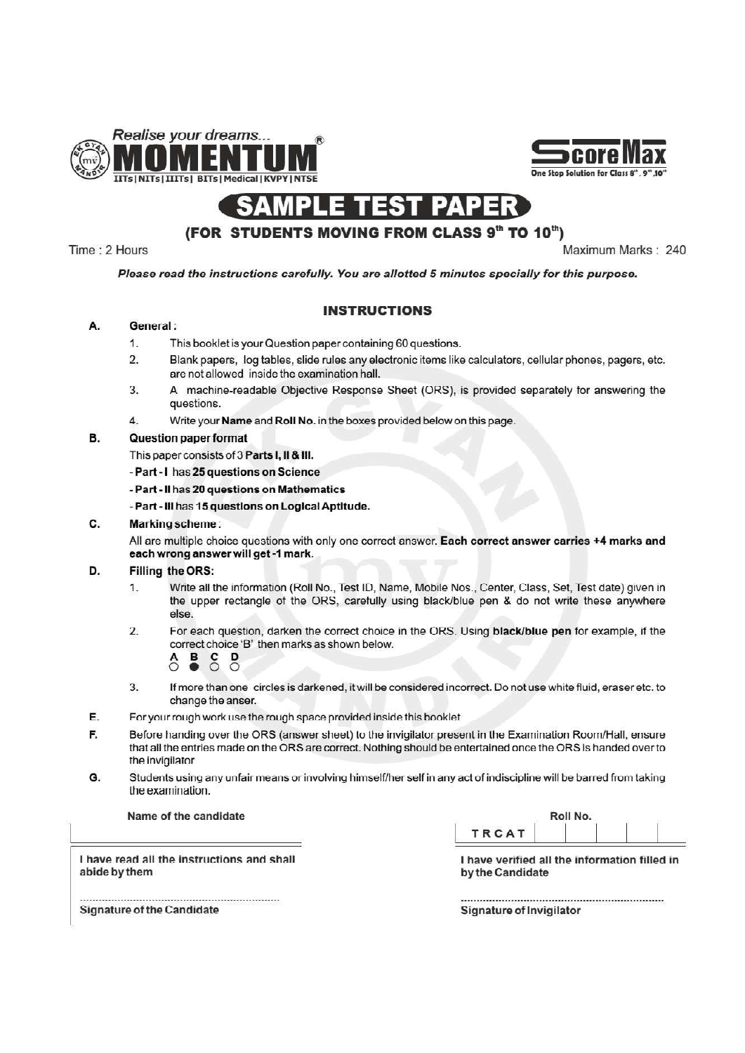Realise your dreams...

**MOMENTUM**

IITs | NITs | IIITs | BITs | Medical | KVPY | NTSE

**ScoreMax**

One Stop Solution for Class 8th, 9th, 10th

# SAMPLE TEST PAPER

## (FOR STUDENTS MOVING FROM CLASS 9th TO 10th)

Time : 2 Hours | Maximum Marks : 240

***Please read the instructions carefully. You are allotted 5 minutes specially for this purpose.***

### INSTRUCTIONS

**A. General :**

1. This booklet is your Question paper containing 60 questions.
2. Blank papers, log tables, slide rules any electronic items like calculators, cellular phones, pagers, etc. are not allowed inside the examination hall.
3. A machine-readable Objective Response Sheet (ORS), is provided separately for answering the questions.
4. Write your **Name** and **Roll No.** in the boxes provided below on this page.

**B. Question paper format**

This paper consists of 3 **Parts I, II & III.**

- **Part - I** has **25 questions on Science**
- **Part - II has 20 questions on Mathematics**
- **Part - III has 15 questions on Logical Aptitude.**

**C. Marking scheme :**

All are multiple choice questions with only one correct answer. **Each correct answer carries +4 marks and each wrong answer will get -1 mark.**

**D. Filling the ORS:**

1. Write all the information (Roll No., Test ID, Name, Mobile Nos., Center, Class, Set, Test date) given in the upper rectangle of the ORS, carefully using black/blue pen & do not write these anywhere else.
2. For each question, darken the correct choice in the ORS. Using **black/blue pen** for example, if the correct choice 'B' then marks as shown below.

   A B C D
   ○ ● ○ ○

3. If more than one circles is darkened, it will be considered incorrect. Do not use white fluid, eraser etc. to change the anser.

**E.** For your rough work use the rough space provided inside this booklet

**F.** Before handing over the ORS (answer sheet) to the invigilator present in the Examination Room/Hall, ensure that all the entries made on the ORS are correct. Nothing should be entertained once the ORS is handed over to the invigilator

**G.** Students using any unfair means or involving himself/her self in any act of indiscipline will be barred from taking the examination.

**Name of the candidate**

______________________________

**I have read all the instructions and shall abide by them**

..............................................................

**Signature of the Candidate**

**Roll No.**

| TRCAT | | | | | |
|---|---|---|---|---|---|

**I have verified all the information filled in by the Candidate**

..............................................................

**Signature of Invigilator**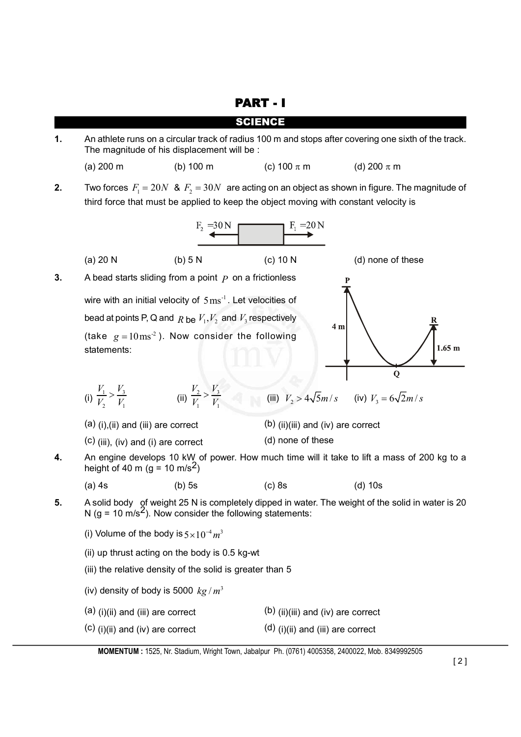# PART - I

## SCIENCE

**1.** An athlete runs on a circular track of radius 100 m and stops after covering one sixth of the track. The magnitude of his displacement will be :

(a) 200 m (b) 100 m (c) 100 $\pi$ m (d) 200 $\pi$ m

**2.** Two forces $F_1 = 20N$ & $F_2 = 30N$ are acting on an object as shown in figure. The magnitude of third force that must be applied to keep the object moving with constant velocity is

$F_2 = 30$ N ← [block] → $F_1 = 20$ N

(a) 20 N (b) 5 N (c) 10 N (d) none of these

**3.** A bead starts sliding from a point $P$ on a frictionless wire with an initial velocity of $5 \text{ms}^{-1}$. Let velocities of bead at points P, Q and $R$ be $V_1, V_2$ and $V_3$ respectively (take $g = 10 \text{ms}^{-2}$). Now consider the following statements:

(P at height 4 m, Q at bottom, R at height 1.65 m)

(i) $\frac{V_1}{V_2} > \frac{V_3}{V_1}$ (ii) $\frac{V_2}{V_1} > \frac{V_3}{V_1}$ (iii) $V_2 > 4\sqrt{5} m/s$ (iv) $V_3 = 6\sqrt{2} m/s$

(a) (i),(ii) and (iii) are correct (b) (ii)(iii) and (iv) are correct

(c) (iii), (iv) and (i) are correct (d) none of these

**4.** An engine develops 10 kW of power. How much time will it take to lift a mass of 200 kg to a height of 40 m (g = 10 m/s$^2$)

(a) 4s (b) 5s (c) 8s (d) 10s

**5.** A solid body of weight 25 N is completely dipped in water. The weight of the solid in water is 20 N (g = 10 m/s$^2$). Now consider the following statements:

(i) Volume of the body is $5 \times 10^{-4} m^3$

(ii) up thrust acting on the body is 0.5 kg-wt

(iii) the relative density of the solid is greater than 5

(iv) density of body is 5000 $kg/m^3$

(a) (i)(ii) and (iii) are correct (b) (ii)(iii) and (iv) are correct

(c) (i)(ii) and (iv) are correct (d) (i)(ii) and (iii) are correct

MOMENTUM : 1525, Nr. Stadium, Wright Town, Jabalpur Ph. (0761) 4005358, 2400022, Mob. 8349992505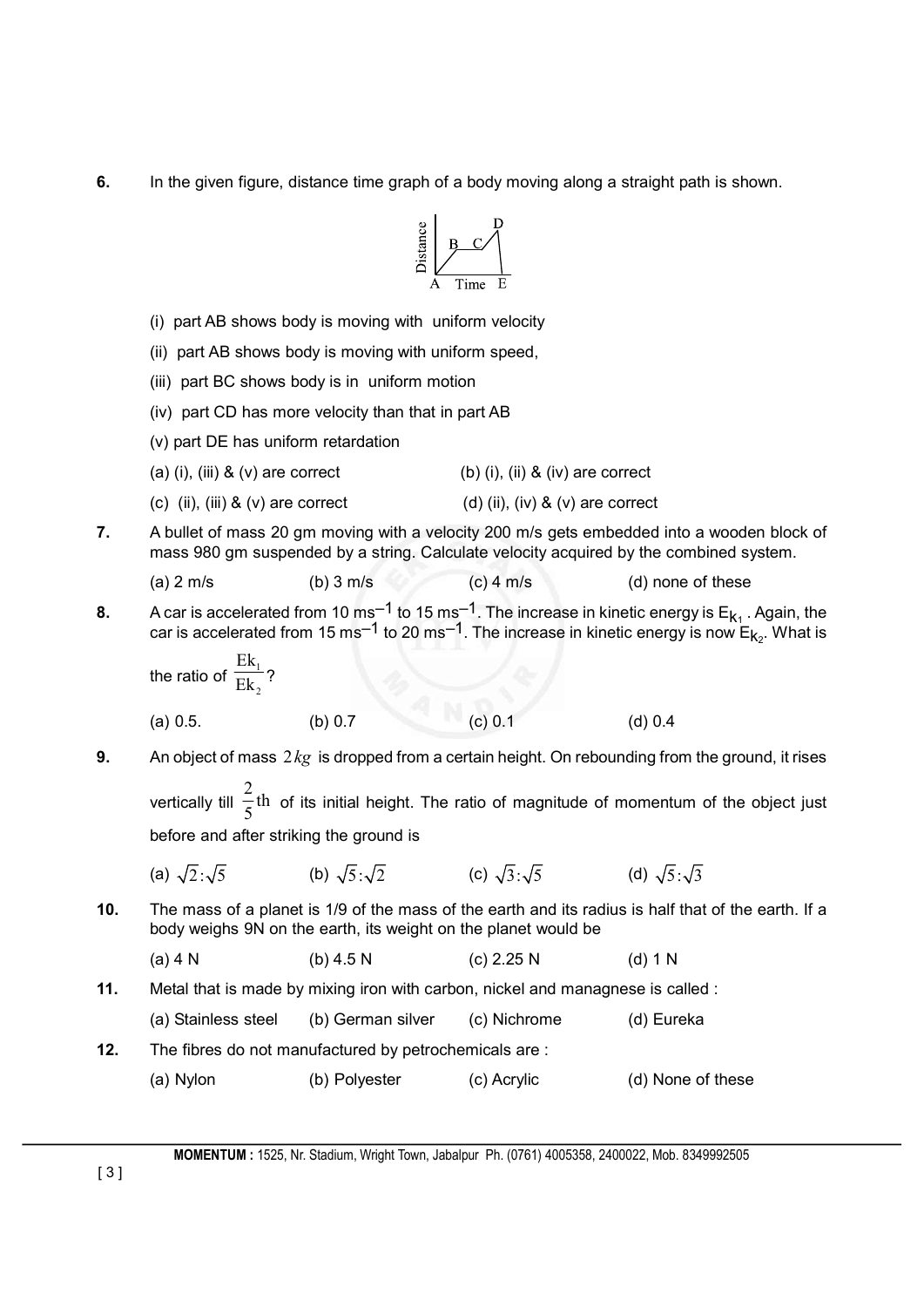**6.** In the given figure, distance time graph of a body moving along a straight path is shown.

(i) part AB shows body is moving with uniform velocity

(ii) part AB shows body is moving with uniform speed,

(iii) part BC shows body is in uniform motion

(iv) part CD has more velocity than that in part AB

(v) part DE has uniform retardation

(a) (i), (iii) & (v) are correct (b) (i), (ii) & (iv) are correct

(c) (ii), (iii) & (v) are correct (d) (ii), (iv) & (v) are correct

**7.** A bullet of mass 20 gm moving with a velocity 200 m/s gets embedded into a wooden block of mass 980 gm suspended by a string. Calculate velocity acquired by the combined system.

(a) 2 m/s (b) 3 m/s (c) 4 m/s (d) none of these

**8.** A car is accelerated from 10 $ms^{-1}$ to 15 $ms^{-1}$. The increase in kinetic energy is $E_{k_1}$. Again, the car is accelerated from 15 $ms^{-1}$ to 20 $ms^{-1}$. The increase in kinetic energy is now $E_{k_2}$. What is the ratio of $\frac{Ek_1}{Ek_2}$?

(a) 0.5. (b) 0.7 (c) 0.1 (d) 0.4

**9.** An object of mass $2\,kg$ is dropped from a certain height. On rebounding from the ground, it rises vertically till $\frac{2}{5}$th of its initial height. The ratio of magnitude of momentum of the object just before and after striking the ground is

(a) $\sqrt{2}:\sqrt{5}$ (b) $\sqrt{5}:\sqrt{2}$ (c) $\sqrt{3}:\sqrt{5}$ (d) $\sqrt{5}:\sqrt{3}$

**10.** The mass of a planet is 1/9 of the mass of the earth and its radius is half that of the earth. If a body weighs 9N on the earth, its weight on the planet would be

(a) 4 N (b) 4.5 N (c) 2.25 N (d) 1 N

**11.** Metal that is made by mixing iron with carbon, nickel and managnese is called :

(a) Stainless steel (b) German silver (c) Nichrome (d) Eureka

**12.** The fibres do not manufactured by petrochemicals are :

(a) Nylon (b) Polyester (c) Acrylic (d) None of these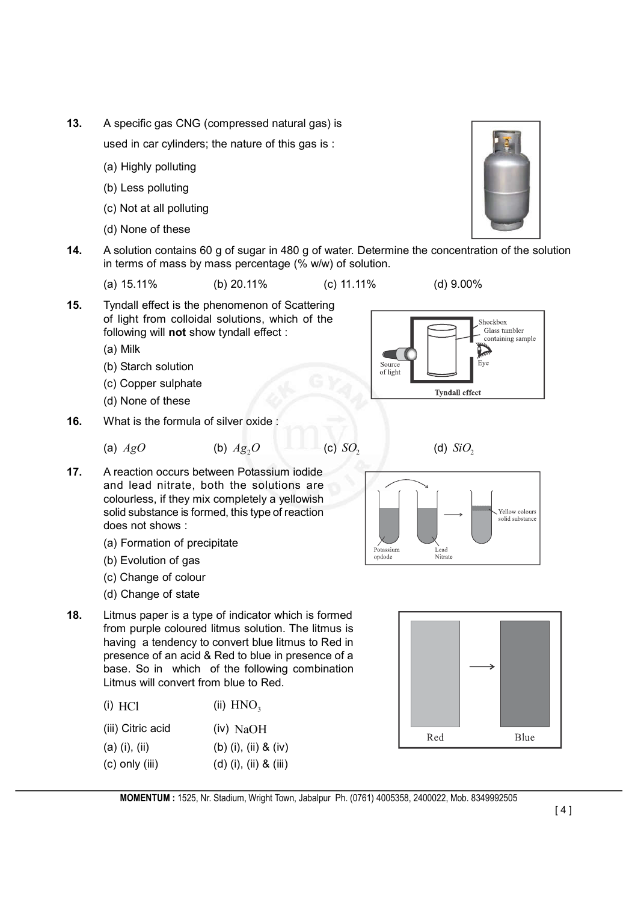**13.** A specific gas CNG (compressed natural gas) is used in car cylinders; the nature of this gas is :

(a) Highly polluting

(b) Less polluting

(c) Not at all polluting

(d) None of these

**14.** A solution contains 60 g of sugar in 480 g of water. Determine the concentration of the solution in terms of mass by mass percentage (% w/w) of solution.

(a) 15.11% (b) 20.11% (c) 11.11% (d) 9.00%

**15.** Tyndall effect is the phenomenon of Scattering of light from colloidal solutions, which of the following will **not** show tyndall effect :

(a) Milk

(b) Starch solution

(c) Copper sulphate

(d) None of these

**16.** What is the formula of silver oxide :

(a) $AgO$ (b) $Ag_2O$ (c) $SO_2$ (d) $SiO_2$

**17.** A reaction occurs between Potassium iodide and lead nitrate, both the solutions are colourless, if they mix completely a yellowish solid substance is formed, this type of reaction does not shows :

(a) Formation of precipitate

(b) Evolution of gas

(c) Change of colour

(d) Change of state

**18.** Litmus paper is a type of indicator which is formed from purple coloured litmus solution. The litmus is having a tendency to convert blue litmus to Red in presence of an acid & Red to blue in presence of a base. So in which of the following combination Litmus will convert from blue to Red.

(i) $HCl$ (ii) $HNO_3$

(iii) Citric acid (iv) $NaOH$

(a) (i), (ii) (b) (i), (ii) & (iv)

(c) only (iii) (d) (i), (ii) & (iii)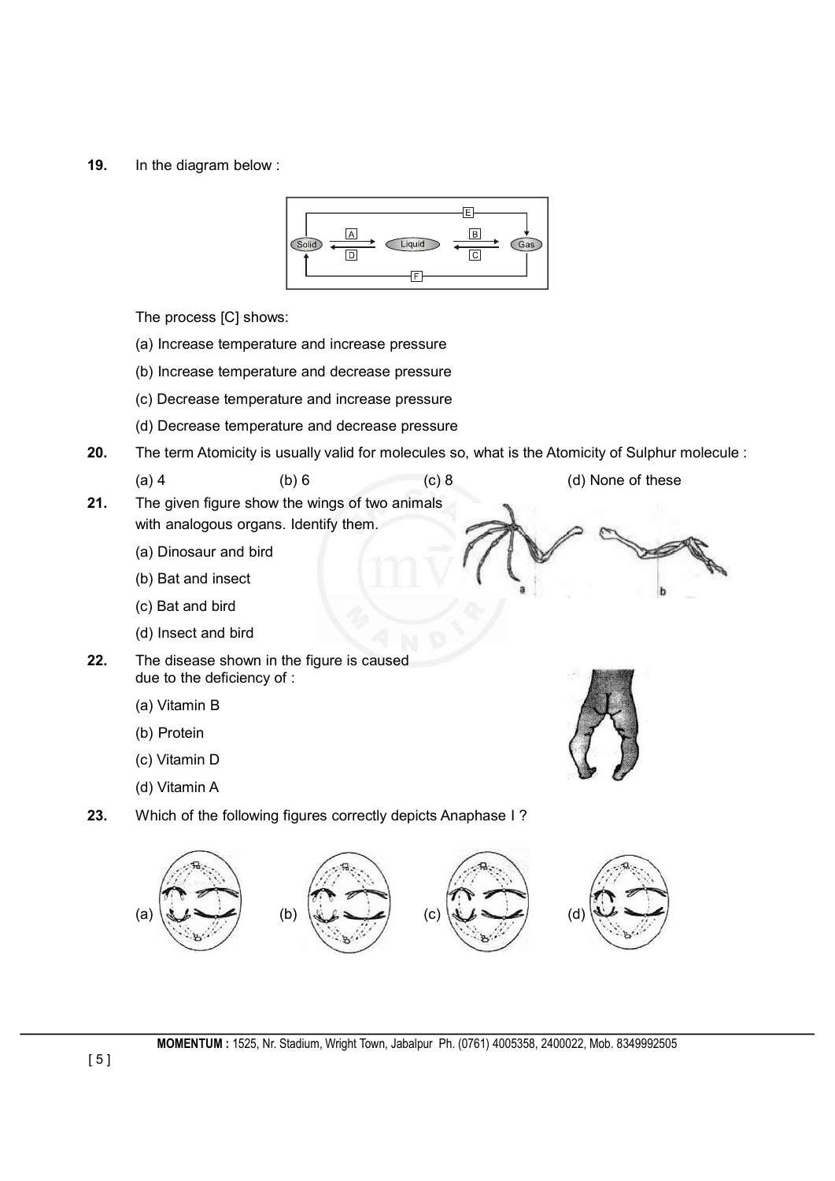**19.** In the diagram below :

The process [C] shows:

(a) Increase temperature and increase pressure

(b) Increase temperature and decrease pressure

(c) Decrease temperature and increase pressure

(d) Decrease temperature and decrease pressure

**20.** The term Atomicity is usually valid for molecules so, what is the Atomicity of Sulphur molecule :

(a) 4 (b) 6 (c) 8 (d) None of these

**21.** The given figure show the wings of two animals with analogous organs. Identify them.

(a) Dinosaur and bird

(b) Bat and insect

(c) Bat and bird

(d) Insect and bird

**22.** The disease shown in the figure is caused due to the deficiency of :

(a) Vitamin B

(b) Protein

(c) Vitamin D

(d) Vitamin A

**23.** Which of the following figures correctly depicts Anaphase I ?

(a) (b) (c) (d)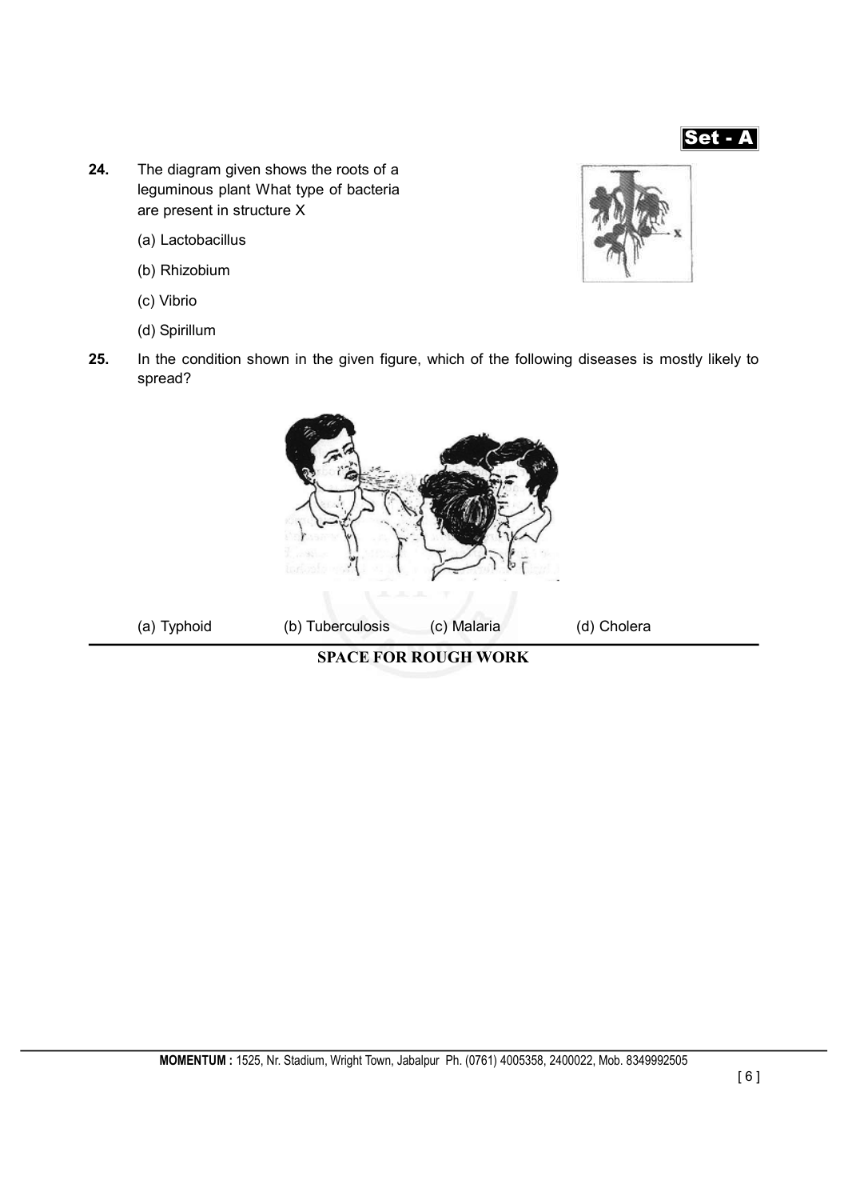24. The diagram given shows the roots of a leguminous plant What type of bacteria are present in structure X

    (a) Lactobacillus

    (b) Rhizobium

    (c) Vibrio

    (d) Spirillum

25. In the condition shown in the given figure, which of the following diseases is mostly likely to spread?

    (a) Typhoid (b) Tuberculosis (c) Malaria (d) Cholera

**SPACE FOR ROUGH WORK**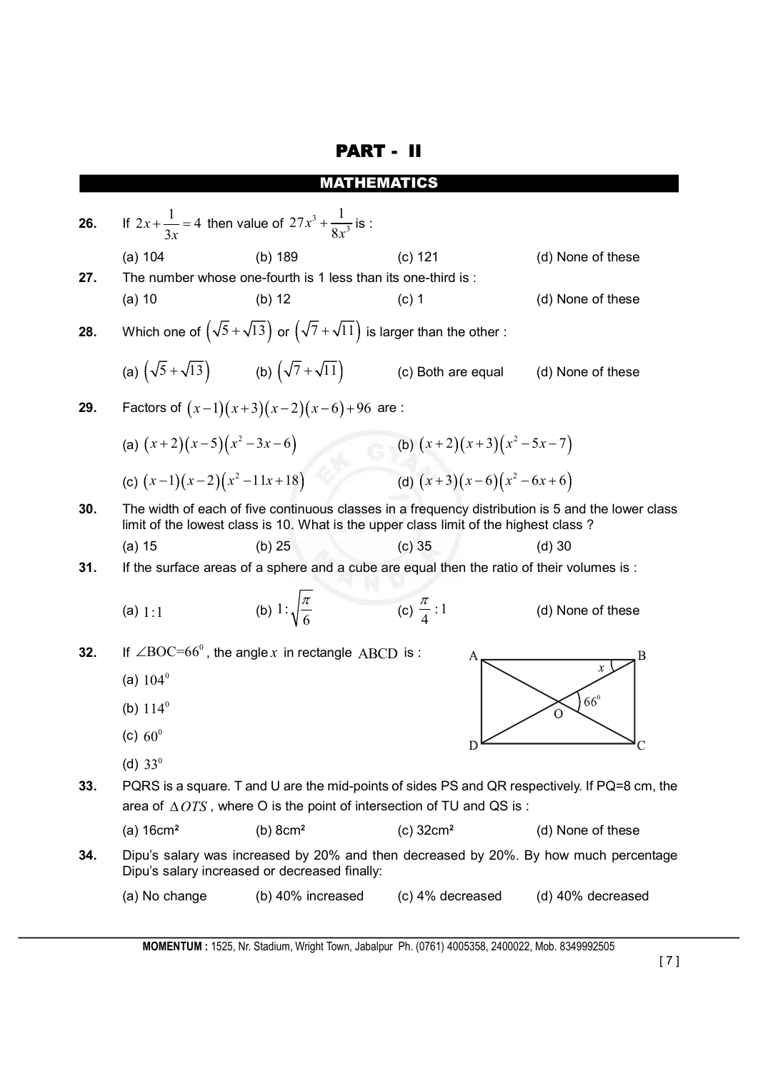# PART - II

## MATHEMATICS

**26.** If $2x+\frac{1}{3x}=4$ then value of $27x^3+\frac{1}{8x^3}$ is :

(a) 104 (b) 189 (c) 121 (d) None of these

**27.** The number whose one-fourth is 1 less than its one-third is :

(a) 10 (b) 12 (c) 1 (d) None of these

**28.** Which one of $\left(\sqrt{5}+\sqrt{13}\right)$ or $\left(\sqrt{7}+\sqrt{11}\right)$ is larger than the other :

(a) $\left(\sqrt{5}+\sqrt{13}\right)$ (b) $\left(\sqrt{7}+\sqrt{11}\right)$ (c) Both are equal (d) None of these

**29.** Factors of $(x-1)(x+3)(x-2)(x-6)+96$ are :

(a) $(x+2)(x-5)(x^2-3x-6)$

(b) $(x+2)(x+3)(x^2-5x-7)$

(c) $(x-1)(x-2)(x^2-11x+18)$

(d) $(x+3)(x-6)(x^2-6x+6)$

**30.** The width of each of five continuous classes in a frequency distribution is 5 and the lower class limit of the lowest class is 10. What is the upper class limit of the highest class ?

(a) 15 (b) 25 (c) 35 (d) 30

**31.** If the surface areas of a sphere and a cube are equal then the ratio of their volumes is :

(a) $1:1$ (b) $1:\sqrt{\frac{\pi}{6}}$ (c) $\frac{\pi}{4}:1$ (d) None of these

**32.** If $\angle BOC=66^0$, the angle $x$ in rectangle $ABCD$ is :

(a) $104^0$

(b) $114^0$

(c) $60^0$

(d) $33^0$

**33.** PQRS is a square. T and U are the mid-points of sides PS and QR respectively. If PQ=8 cm, the area of $\Delta OTS$, where O is the point of intersection of TU and QS is :

(a) 16cm² (b) 8cm² (c) 32cm² (d) None of these

**34.** Dipu's salary was increased by 20% and then decreased by 20%. By how much percentage Dipu's salary increased or decreased finally:

(a) No change (b) 40% increased (c) 4% decreased (d) 40% decreased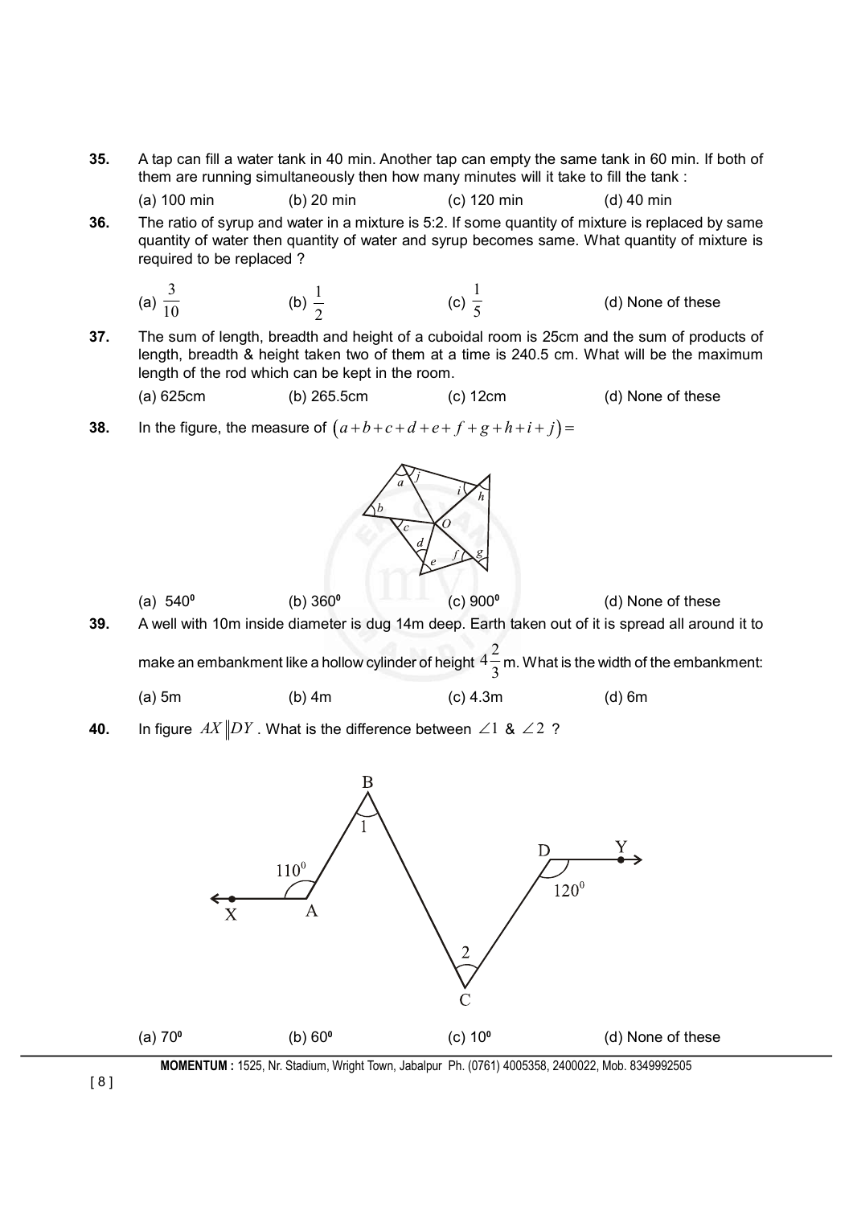**35.** A tap can fill a water tank in 40 min. Another tap can empty the same tank in 60 min. If both of them are running simultaneously then how many minutes will it take to fill the tank :

(a) 100 min (b) 20 min (c) 120 min (d) 40 min

**36.** The ratio of syrup and water in a mixture is 5:2. If some quantity of mixture is replaced by same quantity of water then quantity of water and syrup becomes same. What quantity of mixture is required to be replaced ?

(a) $\frac{3}{10}$ (b) $\frac{1}{2}$ (c) $\frac{1}{5}$ (d) None of these

**37.** The sum of length, breadth and height of a cuboidal room is 25cm and the sum of products of length, breadth & height taken two of them at a time is 240.5 cm. What will be the maximum length of the rod which can be kept in the room.

(a) 625cm (b) 265.5cm (c) 12cm (d) None of these

**38.** In the figure, the measure of $(a+b+c+d+e+f+g+h+i+j)=$

(a) $540^0$ (b) $360^0$ (c) $900^0$ (d) None of these

**39.** A well with 10m inside diameter is dug 14m deep. Earth taken out of it is spread all around it to make an embankment like a hollow cylinder of height $4\frac{2}{3}$ m. What is the width of the embankment:

(a) 5m (b) 4m (c) 4.3m (d) 6m

**40.** In figure $AX \| DY$ . What is the difference between $\angle 1$ & $\angle 2$ ?

(a) $70^0$ (b) $60^0$ (c) $10^0$ (d) None of these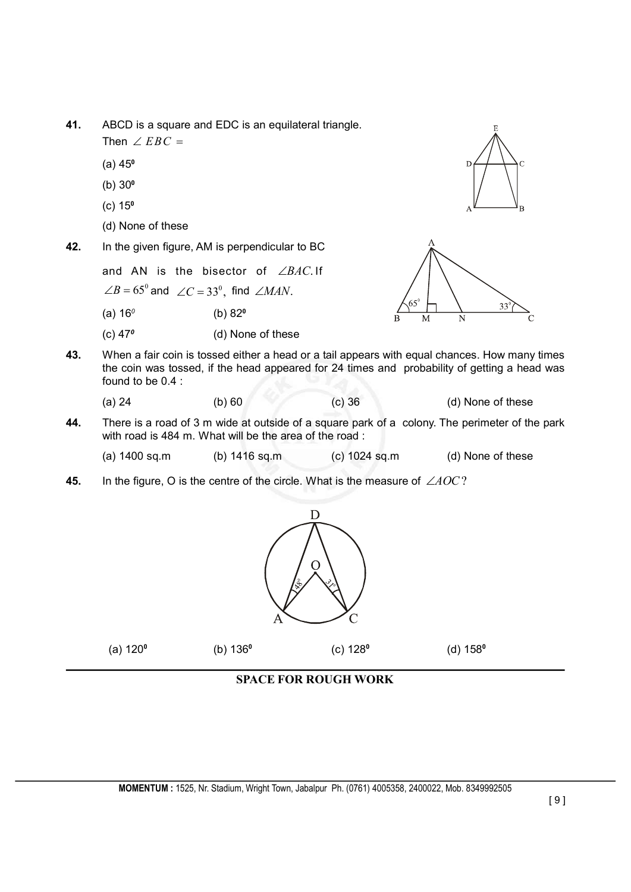**41.** ABCD is a square and EDC is an equilateral triangle. Then $\angle EBC =$

(a) $45^0$

(b) $30^0$

(c) $15^0$

(d) None of these

**42.** In the given figure, AM is perpendicular to BC and AN is the bisector of $\angle BAC$. If $\angle B = 65^0$ and $\angle C = 33^0$, find $\angle MAN$.

(a) $16^0$ (b) $82^0$

(c) $47^0$ (d) None of these

**43.** When a fair coin is tossed either a head or a tail appears with equal chances. How many times the coin was tossed, if the head appeared for 24 times and probability of getting a head was found to be 0.4 :

(a) 24 (b) 60 (c) 36 (d) None of these

**44.** There is a road of 3 m wide at outside of a square park of a colony. The perimeter of the park with road is 484 m. What will be the area of the road :

(a) 1400 sq.m (b) 1416 sq.m (c) 1024 sq.m (d) None of these

**45.** In the figure, O is the centre of the circle. What is the measure of $\angle AOC$?

(a) $120^0$ (b) $136^0$ (c) $128^0$ (d) $158^0$

**SPACE FOR ROUGH WORK**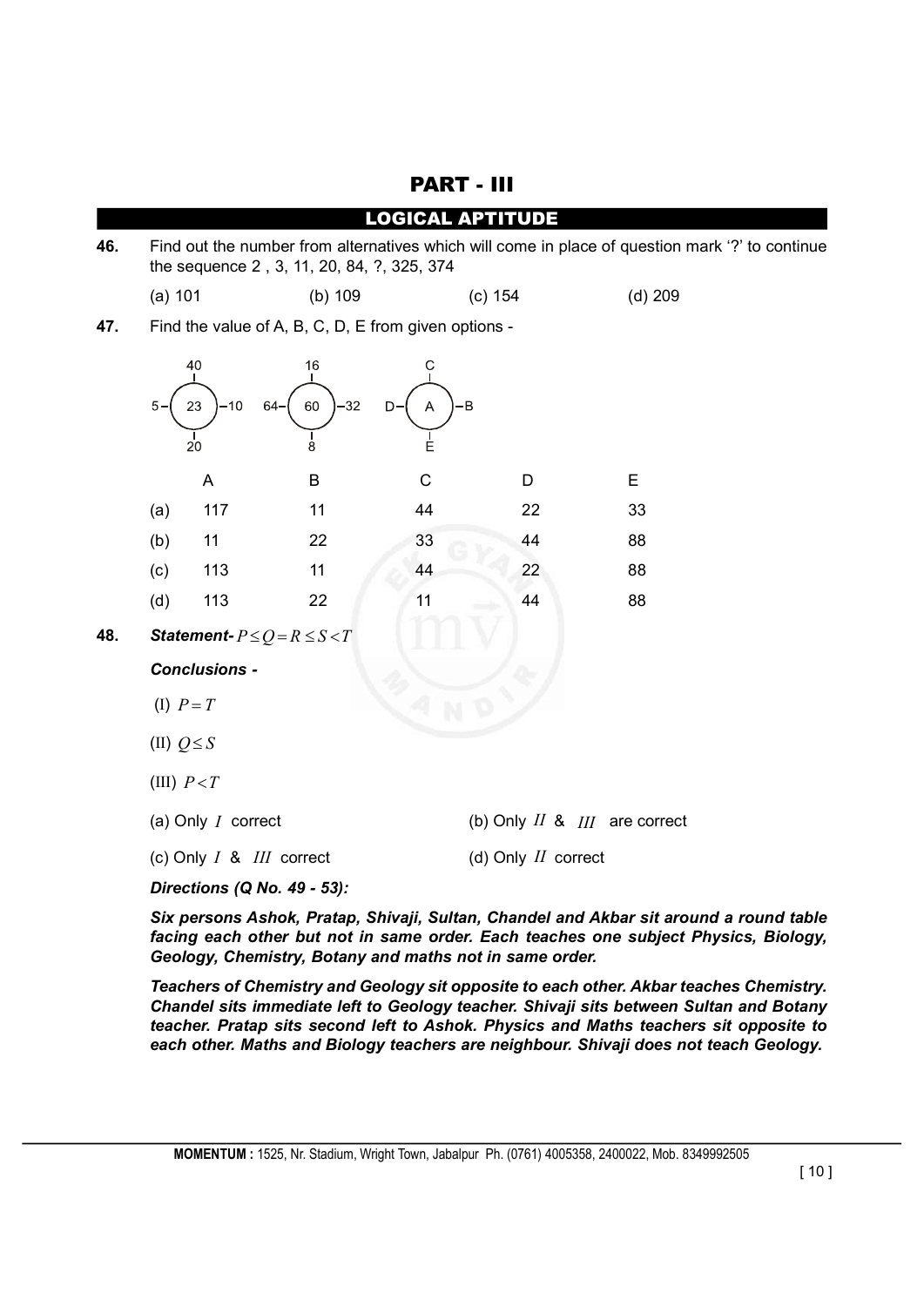# PART - III

## LOGICAL APTITUDE

**46.** Find out the number from alternatives which will come in place of question mark '?' to continue the sequence 2 , 3, 11, 20, 84, ?, 325, 374

(a) 101 (b) 109 (c) 154 (d) 209

**47.** Find the value of A, B, C, D, E from given options -

| Figure | Top | Left | Centre | Right | Bottom |
|---|---|---|---|---|---|
| 1 | 40 | 5 | 23 | 10 | 20 |
| 2 | 16 | 64 | 60 | 32 | 8 |
| 3 | C | D | A | B | E |

| | A | B | C | D | E |
|---|---|---|---|---|---|
| (a) | 117 | 11 | 44 | 22 | 33 |
| (b) | 11 | 22 | 33 | 44 | 88 |
| (c) | 113 | 11 | 44 | 22 | 88 |
| (d) | 113 | 22 | 11 | 44 | 88 |

**48.** ***Statement-*** $P \leq Q = R \leq S < T$

***Conclusions -***

(I) $P = T$

(II) $Q \leq S$

(III) $P < T$

(a) Only $I$ correct (b) Only $II$ & $III$ are correct

(c) Only $I$ & $III$ correct (d) Only $II$ correct

***Directions (Q No. 49 - 53):***

***Six persons Ashok, Pratap, Shivaji, Sultan, Chandel and Akbar sit around a round table facing each other but not in same order. Each teaches one subject Physics, Biology, Geology, Chemistry, Botany and maths not in same order.***

***Teachers of Chemistry and Geology sit opposite to each other. Akbar teaches Chemistry. Chandel sits immediate left to Geology teacher. Shivaji sits between Sultan and Botany teacher. Pratap sits second left to Ashok. Physics and Maths teachers sit opposite to each other. Maths and Biology teachers are neighbour. Shivaji does not teach Geology.***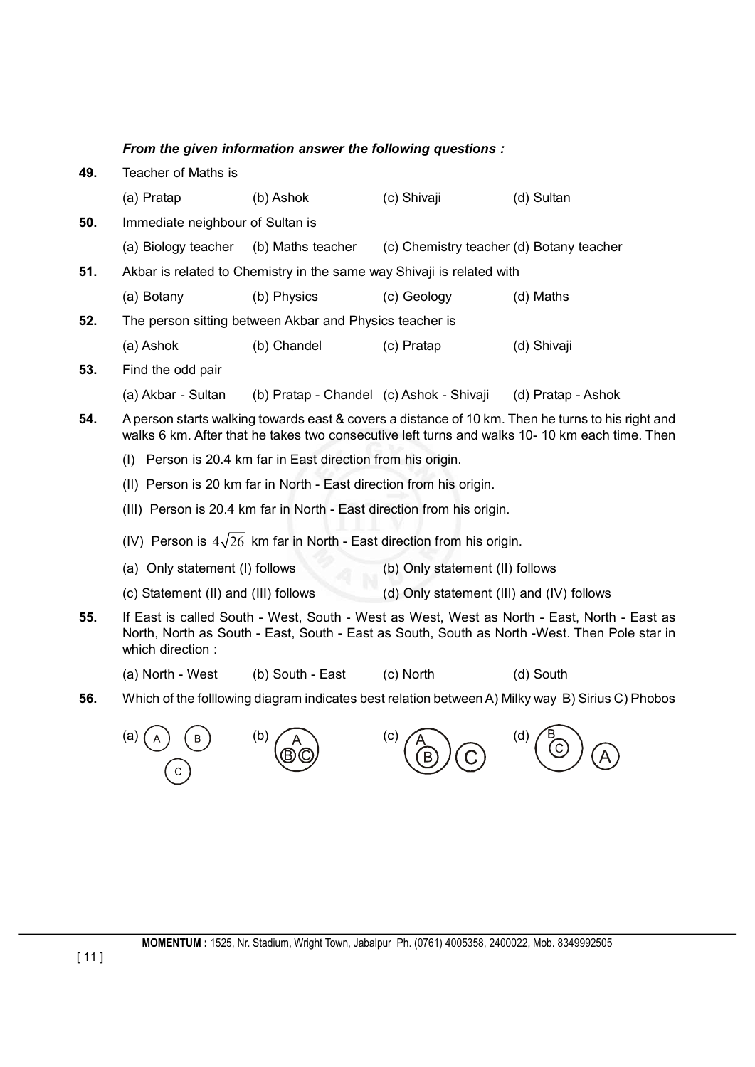***From the given information answer the following questions :***

**49.** Teacher of Maths is

(a) Pratap (b) Ashok (c) Shivaji (d) Sultan

**50.** Immediate neighbour of Sultan is

(a) Biology teacher (b) Maths teacher (c) Chemistry teacher (d) Botany teacher

**51.** Akbar is related to Chemistry in the same way Shivaji is related with

(a) Botany (b) Physics (c) Geology (d) Maths

**52.** The person sitting between Akbar and Physics teacher is

(a) Ashok (b) Chandel (c) Pratap (d) Shivaji

**53.** Find the odd pair

(a) Akbar - Sultan (b) Pratap - Chandel (c) Ashok - Shivaji (d) Pratap - Ashok

**54.** A person starts walking towards east & covers a distance of 10 km. Then he turns to his right and walks 6 km. After that he takes two consecutive left turns and walks 10- 10 km each time. Then

(I) Person is 20.4 km far in East direction from his origin.

(II) Person is 20 km far in North - East direction from his origin.

(III) Person is 20.4 km far in North - East direction from his origin.

(IV) Person is $4\sqrt{26}$ km far in North - East direction from his origin.

(a) Only statement (I) follows (b) Only statement (II) follows

(c) Statement (II) and (III) follows (d) Only statement (III) and (IV) follows

**55.** If East is called South - West, South - West as West, West as North - East, North - East as North, North as South - East, South - East as South, South as North -West. Then Pole star in which direction :

(a) North - West (b) South - East (c) North (d) South

**56.** Which of the folllowing diagram indicates best relation between A) Milky way B) Sirius C) Phobos

(a) Three separate circles A, B, C

(b) Circle A containing circles B and C

(c) Circle A containing circle B; circle C separate

(d) Circle B containing circle C; circle A separate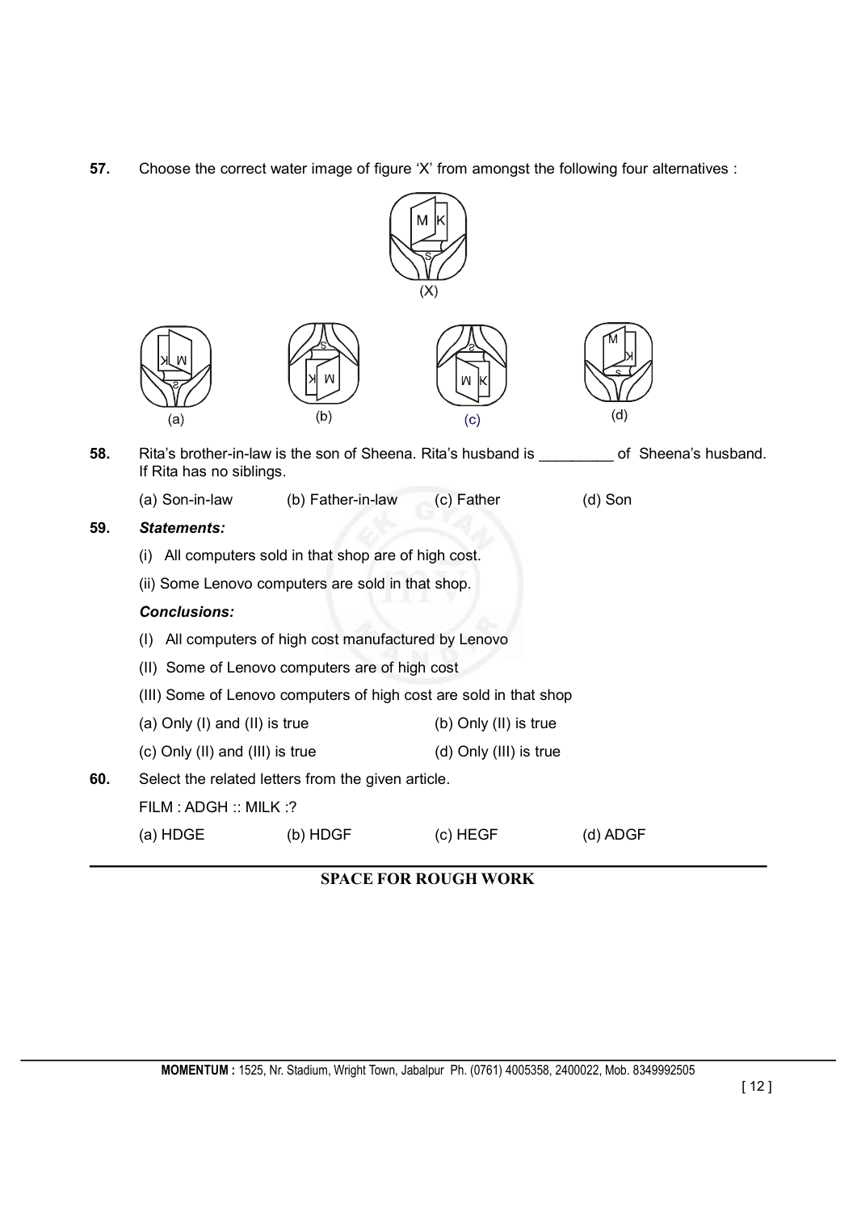**57.** Choose the correct water image of figure 'X' from amongst the following four alternatives :

(X)

(a) (b) (c) (d)

**58.** Rita's brother-in-law is the son of Sheena. Rita's husband is _________ of Sheena's husband. If Rita has no siblings.

(a) Son-in-law (b) Father-in-law (c) Father (d) Son

**59.** ***Statements:***

(i) All computers sold in that shop are of high cost.

(ii) Some Lenovo computers are sold in that shop.

***Conclusions:***

(I) All computers of high cost manufactured by Lenovo

(II) Some of Lenovo computers are of high cost

(III) Some of Lenovo computers of high cost are sold in that shop

(a) Only (I) and (II) is true (b) Only (II) is true

(c) Only (II) and (III) is true (d) Only (III) is true

**60.** Select the related letters from the given article.

FILM : ADGH :: MILK :?

(a) HDGE (b) HDGF (c) HEGF (d) ADGF

**SPACE FOR ROUGH WORK**

**MOMENTUM :** 1525, Nr. Stadium, Wright Town, Jabalpur Ph. (0761) 4005358, 2400022, Mob. 8349992505